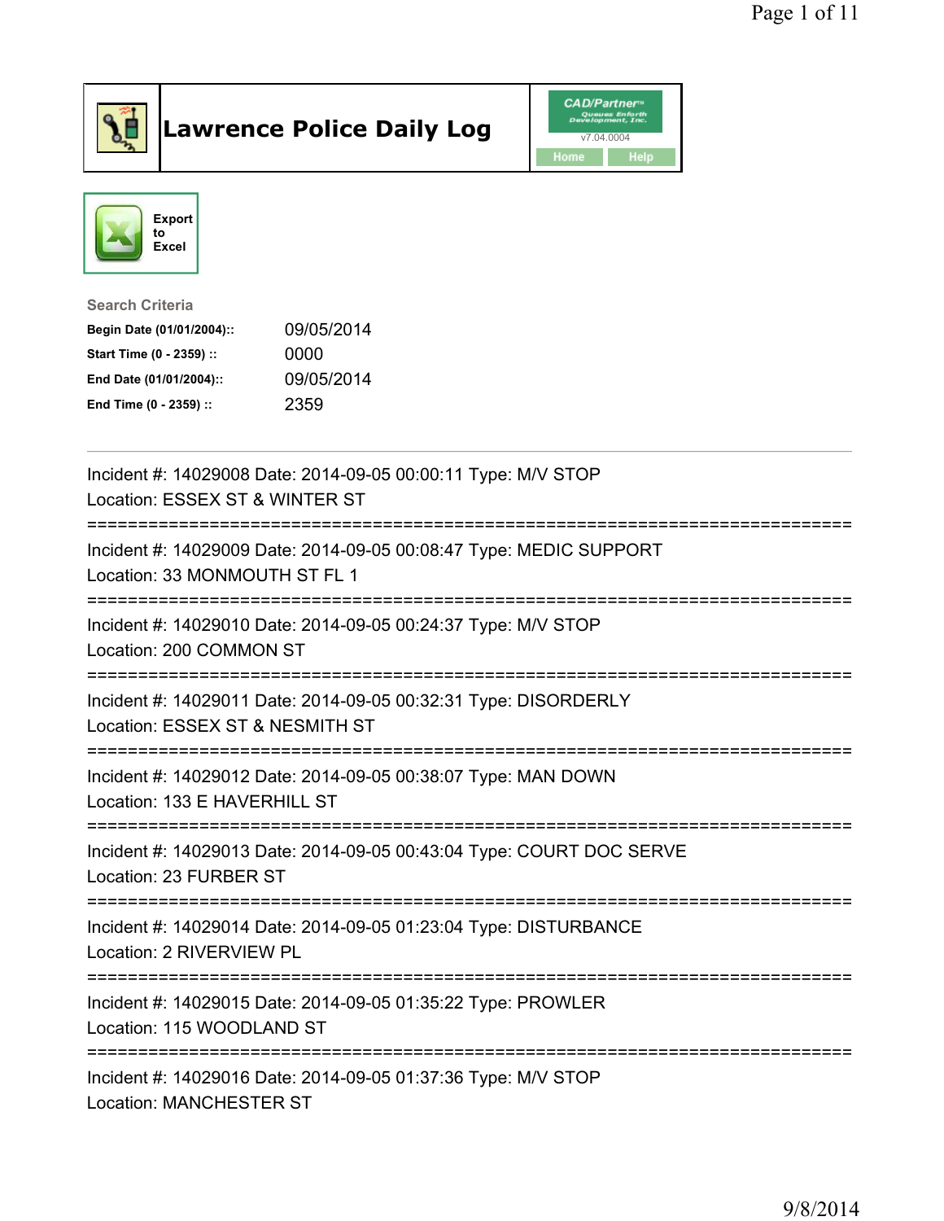# Lawrence Police Daily Log

CAD/Partner™ v7.04.0004

Home | Help

Export to Excel

**Search Criteria**

| | |
|---|---|
| **Begin Date (01/01/2004)::** | 09/05/2014 |
| **Start Time (0 - 2359) ::** | 0000 |
| **End Date (01/01/2004)::** | 09/05/2014 |
| **End Time (0 - 2359) ::** | 2359 |

---

Incident #: 14029008 Date: 2014-09-05 00:00:11 Type: M/V STOP
Location: ESSEX ST & WINTER ST

===========================================================================

Incident #: 14029009 Date: 2014-09-05 00:08:47 Type: MEDIC SUPPORT
Location: 33 MONMOUTH ST FL 1

===========================================================================

Incident #: 14029010 Date: 2014-09-05 00:24:37 Type: M/V STOP
Location: 200 COMMON ST

===========================================================================

Incident #: 14029011 Date: 2014-09-05 00:32:31 Type: DISORDERLY
Location: ESSEX ST & NESMITH ST

===========================================================================

Incident #: 14029012 Date: 2014-09-05 00:38:07 Type: MAN DOWN
Location: 133 E HAVERHILL ST

===========================================================================

Incident #: 14029013 Date: 2014-09-05 00:43:04 Type: COURT DOC SERVE
Location: 23 FURBER ST

===========================================================================

Incident #: 14029014 Date: 2014-09-05 01:23:04 Type: DISTURBANCE
Location: 2 RIVERVIEW PL

===========================================================================

Incident #: 14029015 Date: 2014-09-05 01:35:22 Type: PROWLER
Location: 115 WOODLAND ST

===========================================================================

Incident #: 14029016 Date: 2014-09-05 01:37:36 Type: M/V STOP
Location: MANCHESTER ST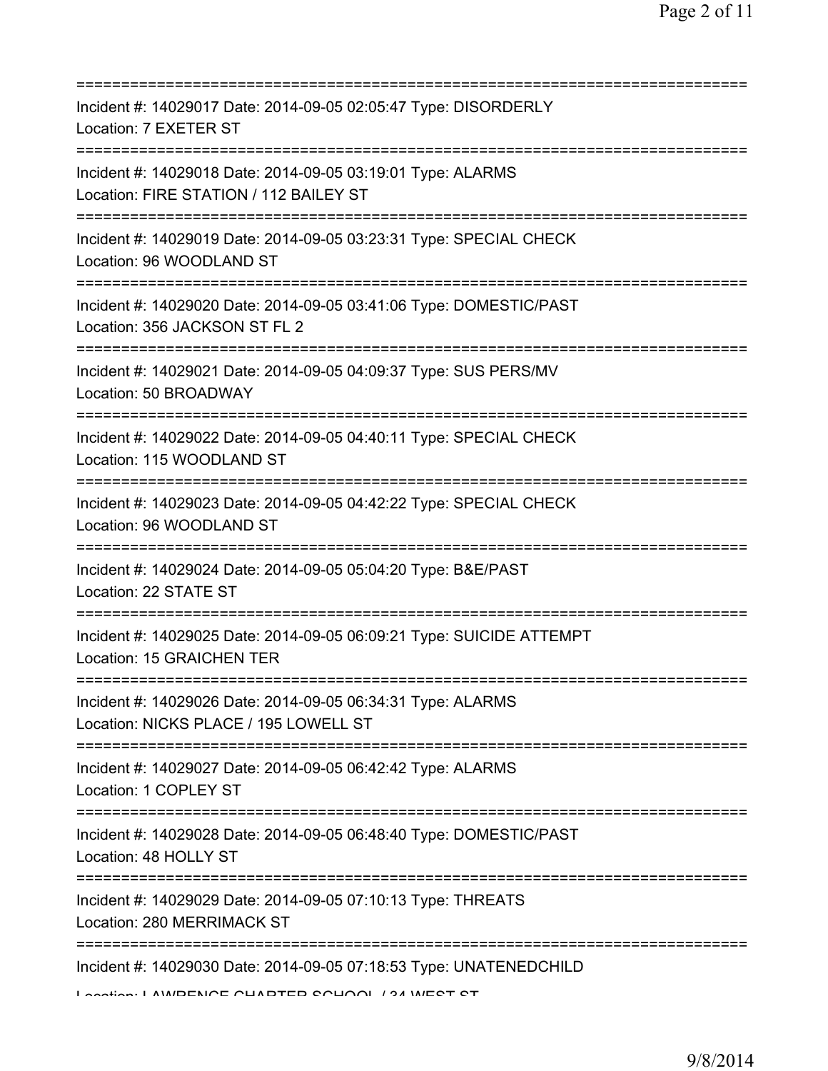===========================================================================
Incident #: 14029017 Date: 2014-09-05 02:05:47 Type: DISORDERLY
Location: 7 EXETER ST
===========================================================================
Incident #: 14029018 Date: 2014-09-05 03:19:01 Type: ALARMS
Location: FIRE STATION / 112 BAILEY ST
===========================================================================
Incident #: 14029019 Date: 2014-09-05 03:23:31 Type: SPECIAL CHECK
Location: 96 WOODLAND ST
===========================================================================
Incident #: 14029020 Date: 2014-09-05 03:41:06 Type: DOMESTIC/PAST
Location: 356 JACKSON ST FL 2
===========================================================================
Incident #: 14029021 Date: 2014-09-05 04:09:37 Type: SUS PERS/MV
Location: 50 BROADWAY
===========================================================================
Incident #: 14029022 Date: 2014-09-05 04:40:11 Type: SPECIAL CHECK
Location: 115 WOODLAND ST
===========================================================================
Incident #: 14029023 Date: 2014-09-05 04:42:22 Type: SPECIAL CHECK
Location: 96 WOODLAND ST
===========================================================================
Incident #: 14029024 Date: 2014-09-05 05:04:20 Type: B&E/PAST
Location: 22 STATE ST
===========================================================================
Incident #: 14029025 Date: 2014-09-05 06:09:21 Type: SUICIDE ATTEMPT
Location: 15 GRAICHEN TER
===========================================================================
Incident #: 14029026 Date: 2014-09-05 06:34:31 Type: ALARMS
Location: NICKS PLACE / 195 LOWELL ST
===========================================================================
Incident #: 14029027 Date: 2014-09-05 06:42:42 Type: ALARMS
Location: 1 COPLEY ST
===========================================================================
Incident #: 14029028 Date: 2014-09-05 06:48:40 Type: DOMESTIC/PAST
Location: 48 HOLLY ST
===========================================================================
Incident #: 14029029 Date: 2014-09-05 07:10:13 Type: THREATS
Location: 280 MERRIMACK ST
===========================================================================
Incident #: 14029030 Date: 2014-09-05 07:18:53 Type: UNATENEDCHILD
Location: LAWRENCE CHARTER SCHOOL / 34 WEST ST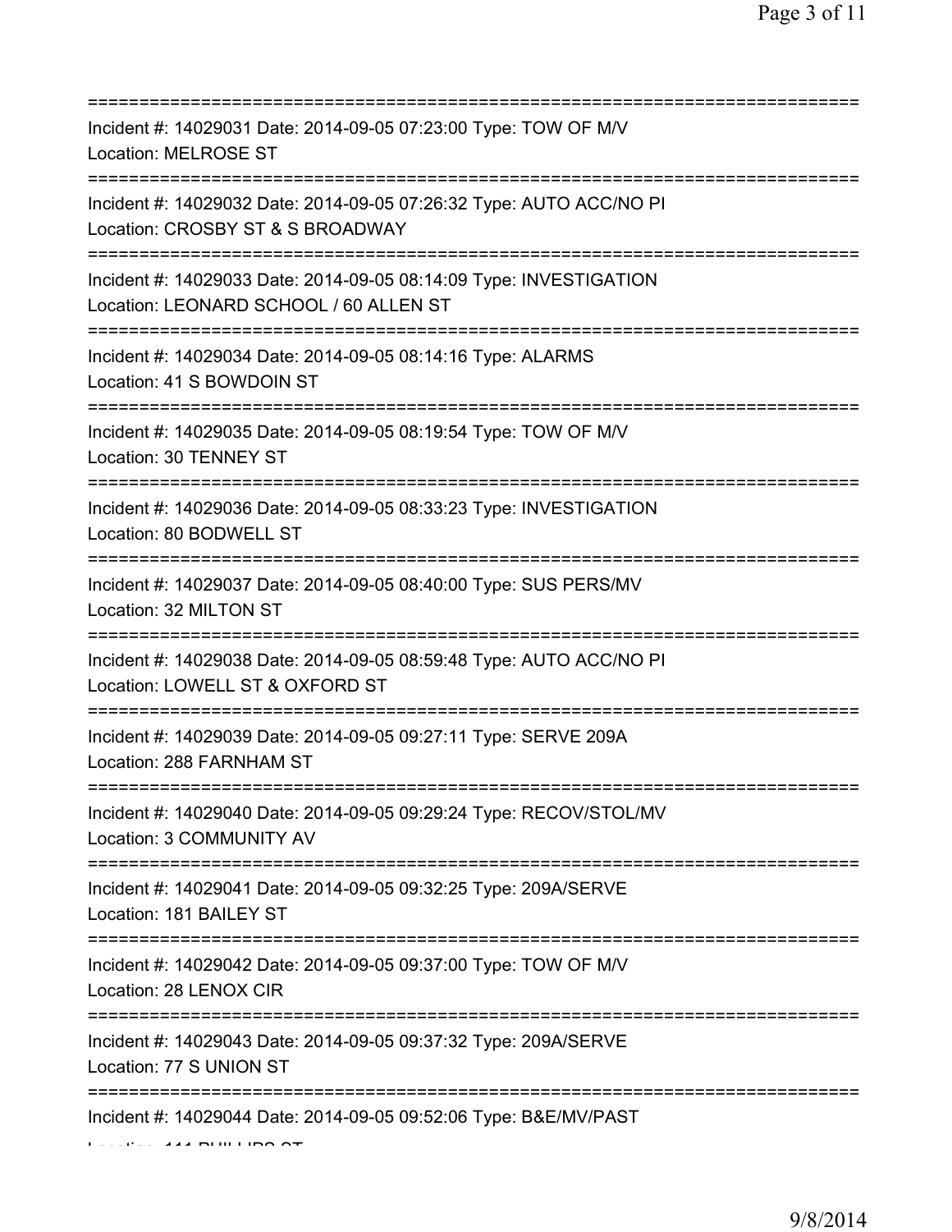===========================================================================
Incident #: 14029031 Date: 2014-09-05 07:23:00 Type: TOW OF M/V
Location: MELROSE ST
===========================================================================
Incident #: 14029032 Date: 2014-09-05 07:26:32 Type: AUTO ACC/NO PI
Location: CROSBY ST & S BROADWAY
===========================================================================
Incident #: 14029033 Date: 2014-09-05 08:14:09 Type: INVESTIGATION
Location: LEONARD SCHOOL / 60 ALLEN ST
===========================================================================
Incident #: 14029034 Date: 2014-09-05 08:14:16 Type: ALARMS
Location: 41 S BOWDOIN ST
===========================================================================
Incident #: 14029035 Date: 2014-09-05 08:19:54 Type: TOW OF M/V
Location: 30 TENNEY ST
===========================================================================
Incident #: 14029036 Date: 2014-09-05 08:33:23 Type: INVESTIGATION
Location: 80 BODWELL ST
===========================================================================
Incident #: 14029037 Date: 2014-09-05 08:40:00 Type: SUS PERS/MV
Location: 32 MILTON ST
===========================================================================
Incident #: 14029038 Date: 2014-09-05 08:59:48 Type: AUTO ACC/NO PI
Location: LOWELL ST & OXFORD ST
===========================================================================
Incident #: 14029039 Date: 2014-09-05 09:27:11 Type: SERVE 209A
Location: 288 FARNHAM ST
===========================================================================
Incident #: 14029040 Date: 2014-09-05 09:29:24 Type: RECOV/STOL/MV
Location: 3 COMMUNITY AV
===========================================================================
Incident #: 14029041 Date: 2014-09-05 09:32:25 Type: 209A/SERVE
Location: 181 BAILEY ST
===========================================================================
Incident #: 14029042 Date: 2014-09-05 09:37:00 Type: TOW OF M/V
Location: 28 LENOX CIR
===========================================================================
Incident #: 14029043 Date: 2014-09-05 09:37:32 Type: 209A/SERVE
Location: 77 S UNION ST
===========================================================================
Incident #: 14029044 Date: 2014-09-05 09:52:06 Type: B&E/MV/PAST
Location: 111 PHILLIPS ST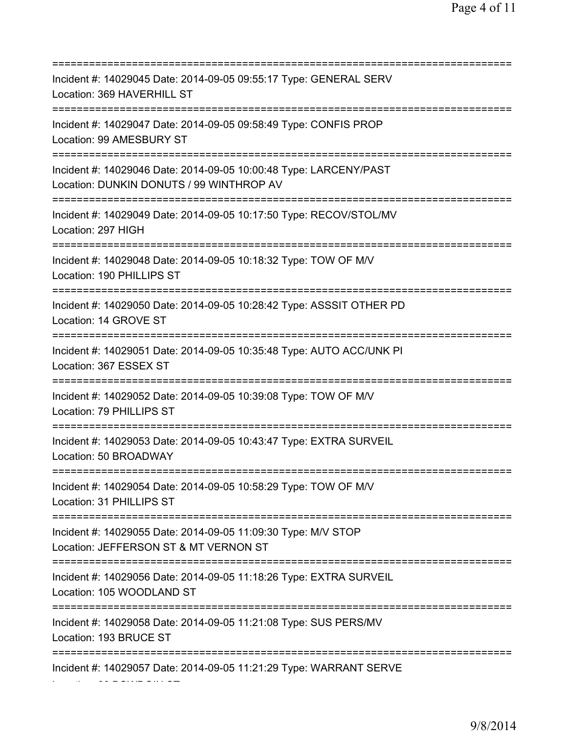==============================================================================
Incident #: 14029045 Date: 2014-09-05 09:55:17 Type: GENERAL SERV
Location: 369 HAVERHILL ST
==============================================================================
Incident #: 14029047 Date: 2014-09-05 09:58:49 Type: CONFIS PROP
Location: 99 AMESBURY ST
==============================================================================
Incident #: 14029046 Date: 2014-09-05 10:00:48 Type: LARCENY/PAST
Location: DUNKIN DONUTS / 99 WINTHROP AV
==============================================================================
Incident #: 14029049 Date: 2014-09-05 10:17:50 Type: RECOV/STOL/MV
Location: 297 HIGH
==============================================================================
Incident #: 14029048 Date: 2014-09-05 10:18:32 Type: TOW OF M/V
Location: 190 PHILLIPS ST
==============================================================================
Incident #: 14029050 Date: 2014-09-05 10:28:42 Type: ASSSIT OTHER PD
Location: 14 GROVE ST
==============================================================================
Incident #: 14029051 Date: 2014-09-05 10:35:48 Type: AUTO ACC/UNK PI
Location: 367 ESSEX ST
==============================================================================
Incident #: 14029052 Date: 2014-09-05 10:39:08 Type: TOW OF M/V
Location: 79 PHILLIPS ST
==============================================================================
Incident #: 14029053 Date: 2014-09-05 10:43:47 Type: EXTRA SURVEIL
Location: 50 BROADWAY
==============================================================================
Incident #: 14029054 Date: 2014-09-05 10:58:29 Type: TOW OF M/V
Location: 31 PHILLIPS ST
==============================================================================
Incident #: 14029055 Date: 2014-09-05 11:09:30 Type: M/V STOP
Location: JEFFERSON ST & MT VERNON ST
==============================================================================
Incident #: 14029056 Date: 2014-09-05 11:18:26 Type: EXTRA SURVEIL
Location: 105 WOODLAND ST
==============================================================================
Incident #: 14029058 Date: 2014-09-05 11:21:08 Type: SUS PERS/MV
Location: 193 BRUCE ST
==============================================================================
Incident #: 14029057 Date: 2014-09-05 11:21:29 Type: WARRANT SERVE
Location: 90 BOWDOIN ST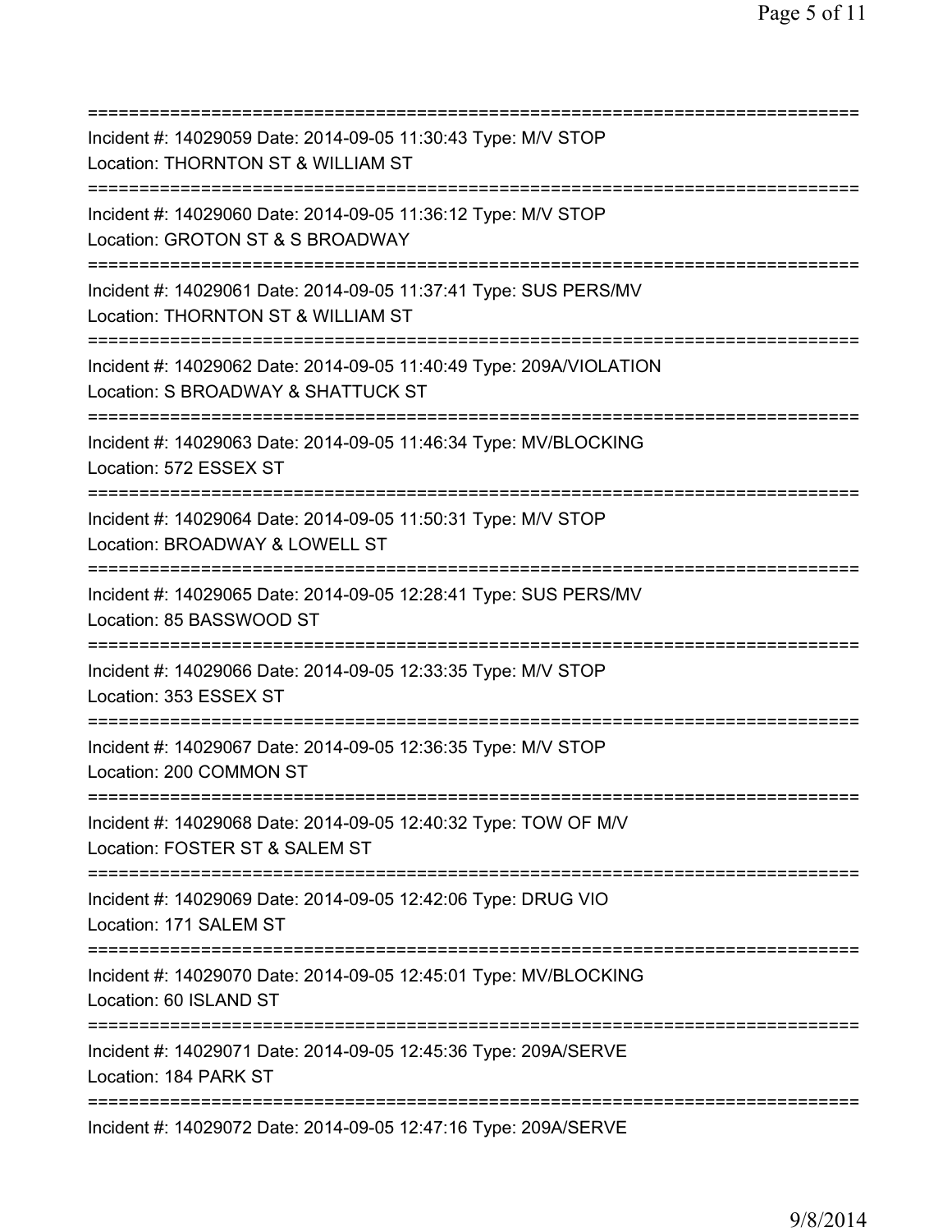===========================================================================
Incident #: 14029059 Date: 2014-09-05 11:30:43 Type: M/V STOP
Location: THORNTON ST & WILLIAM ST
===========================================================================
Incident #: 14029060 Date: 2014-09-05 11:36:12 Type: M/V STOP
Location: GROTON ST & S BROADWAY
===========================================================================
Incident #: 14029061 Date: 2014-09-05 11:37:41 Type: SUS PERS/MV
Location: THORNTON ST & WILLIAM ST
===========================================================================
Incident #: 14029062 Date: 2014-09-05 11:40:49 Type: 209A/VIOLATION
Location: S BROADWAY & SHATTUCK ST
===========================================================================
Incident #: 14029063 Date: 2014-09-05 11:46:34 Type: MV/BLOCKING
Location: 572 ESSEX ST
===========================================================================
Incident #: 14029064 Date: 2014-09-05 11:50:31 Type: M/V STOP
Location: BROADWAY & LOWELL ST
===========================================================================
Incident #: 14029065 Date: 2014-09-05 12:28:41 Type: SUS PERS/MV
Location: 85 BASSWOOD ST
===========================================================================
Incident #: 14029066 Date: 2014-09-05 12:33:35 Type: M/V STOP
Location: 353 ESSEX ST
===========================================================================
Incident #: 14029067 Date: 2014-09-05 12:36:35 Type: M/V STOP
Location: 200 COMMON ST
===========================================================================
Incident #: 14029068 Date: 2014-09-05 12:40:32 Type: TOW OF M/V
Location: FOSTER ST & SALEM ST
===========================================================================
Incident #: 14029069 Date: 2014-09-05 12:42:06 Type: DRUG VIO
Location: 171 SALEM ST
===========================================================================
Incident #: 14029070 Date: 2014-09-05 12:45:01 Type: MV/BLOCKING
Location: 60 ISLAND ST
===========================================================================
Incident #: 14029071 Date: 2014-09-05 12:45:36 Type: 209A/SERVE
Location: 184 PARK ST
===========================================================================
Incident #: 14029072 Date: 2014-09-05 12:47:16 Type: 209A/SERVE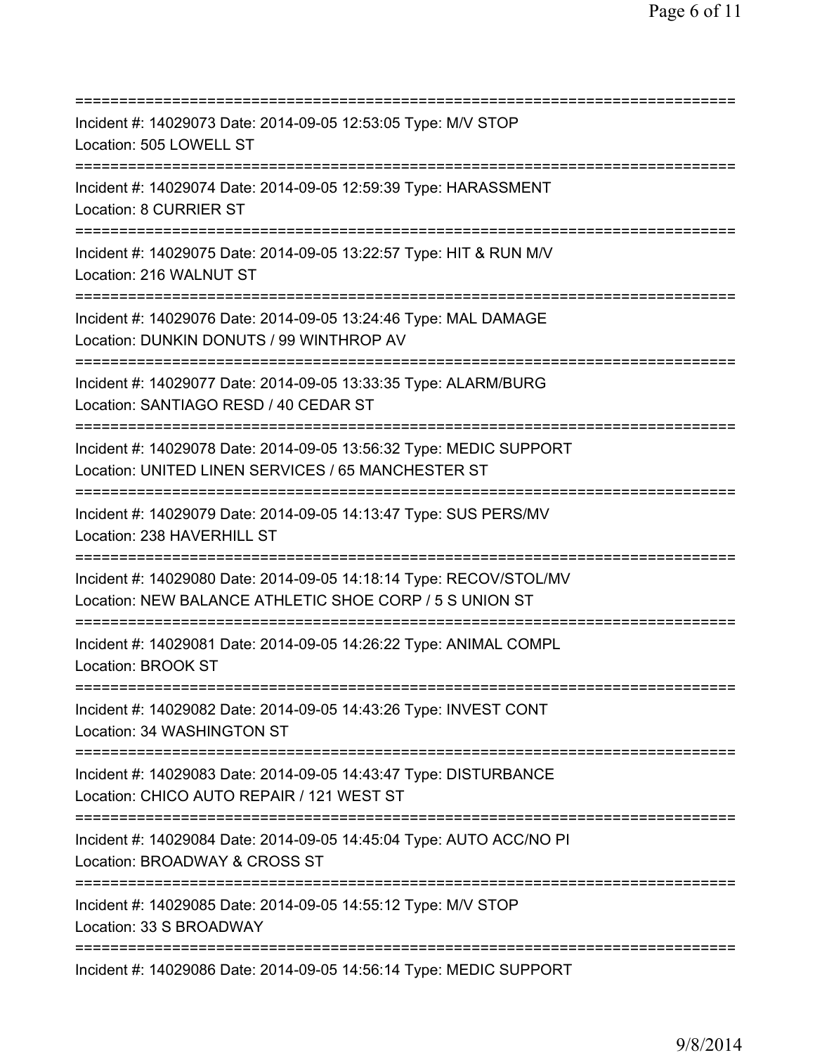==============================================================================
Incident #: 14029073 Date: 2014-09-05 12:53:05 Type: M/V STOP
Location: 505 LOWELL ST
==============================================================================
Incident #: 14029074 Date: 2014-09-05 12:59:39 Type: HARASSMENT
Location: 8 CURRIER ST
==============================================================================
Incident #: 14029075 Date: 2014-09-05 13:22:57 Type: HIT & RUN M/V
Location: 216 WALNUT ST
==============================================================================
Incident #: 14029076 Date: 2014-09-05 13:24:46 Type: MAL DAMAGE
Location: DUNKIN DONUTS / 99 WINTHROP AV
==============================================================================
Incident #: 14029077 Date: 2014-09-05 13:33:35 Type: ALARM/BURG
Location: SANTIAGO RESD / 40 CEDAR ST
==============================================================================
Incident #: 14029078 Date: 2014-09-05 13:56:32 Type: MEDIC SUPPORT
Location: UNITED LINEN SERVICES / 65 MANCHESTER ST
==============================================================================
Incident #: 14029079 Date: 2014-09-05 14:13:47 Type: SUS PERS/MV
Location: 238 HAVERHILL ST
==============================================================================
Incident #: 14029080 Date: 2014-09-05 14:18:14 Type: RECOV/STOL/MV
Location: NEW BALANCE ATHLETIC SHOE CORP / 5 S UNION ST
==============================================================================
Incident #: 14029081 Date: 2014-09-05 14:26:22 Type: ANIMAL COMPL
Location: BROOK ST
==============================================================================
Incident #: 14029082 Date: 2014-09-05 14:43:26 Type: INVEST CONT
Location: 34 WASHINGTON ST
==============================================================================
Incident #: 14029083 Date: 2014-09-05 14:43:47 Type: DISTURBANCE
Location: CHICO AUTO REPAIR / 121 WEST ST
==============================================================================
Incident #: 14029084 Date: 2014-09-05 14:45:04 Type: AUTO ACC/NO PI
Location: BROADWAY & CROSS ST
==============================================================================
Incident #: 14029085 Date: 2014-09-05 14:55:12 Type: M/V STOP
Location: 33 S BROADWAY
==============================================================================
Incident #: 14029086 Date: 2014-09-05 14:56:14 Type: MEDIC SUPPORT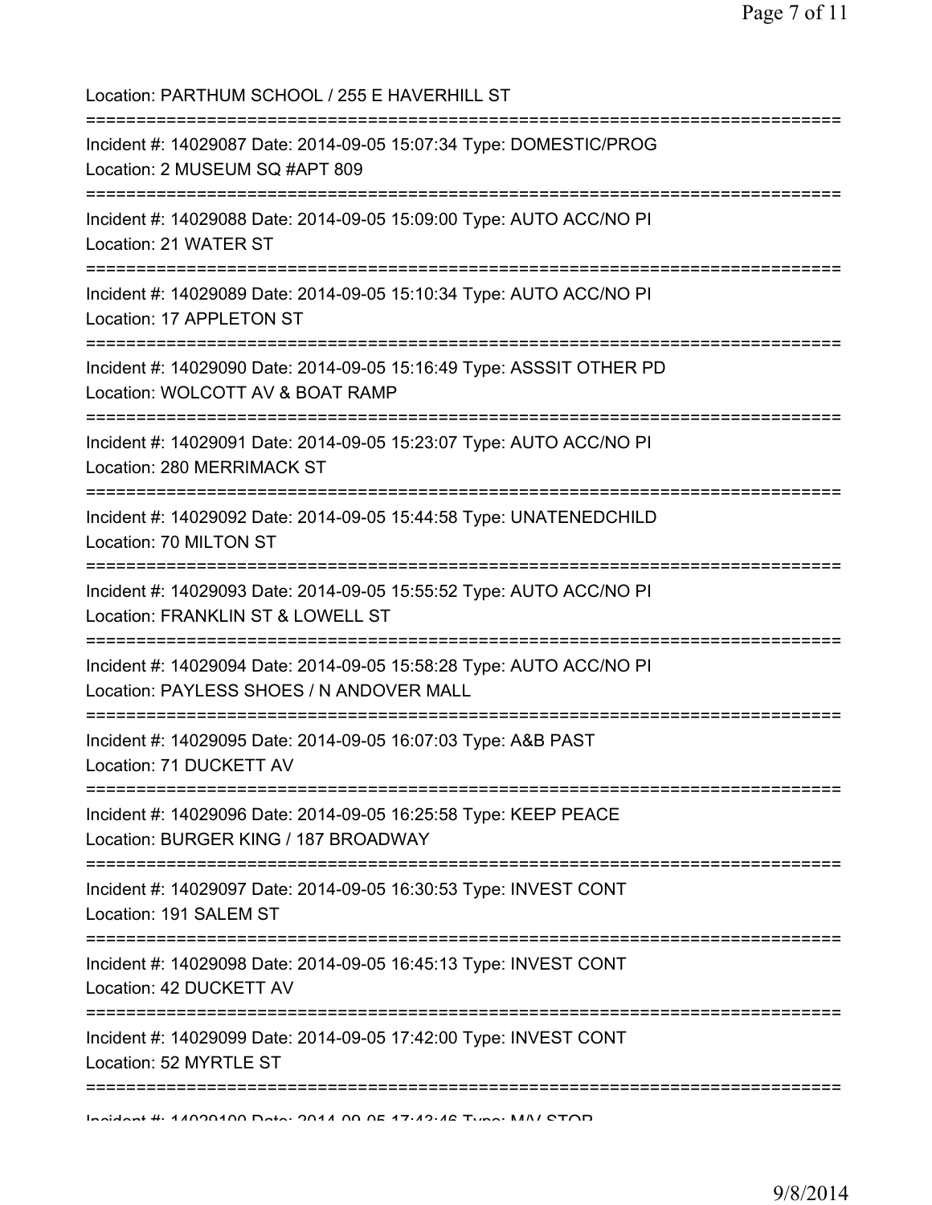Location: PARTHUM SCHOOL / 255 E HAVERHILL ST

===========================================================================

Incident #: 14029087 Date: 2014-09-05 15:07:34 Type: DOMESTIC/PROG

Location: 2 MUSEUM SQ #APT 809

===========================================================================

Incident #: 14029088 Date: 2014-09-05 15:09:00 Type: AUTO ACC/NO PI

Location: 21 WATER ST

===========================================================================

Incident #: 14029089 Date: 2014-09-05 15:10:34 Type: AUTO ACC/NO PI

Location: 17 APPLETON ST

===========================================================================

Incident #: 14029090 Date: 2014-09-05 15:16:49 Type: ASSSIT OTHER PD

Location: WOLCOTT AV & BOAT RAMP

===========================================================================

Incident #: 14029091 Date: 2014-09-05 15:23:07 Type: AUTO ACC/NO PI

Location: 280 MERRIMACK ST

===========================================================================

Incident #: 14029092 Date: 2014-09-05 15:44:58 Type: UNATENEDCHILD

Location: 70 MILTON ST

===========================================================================

Incident #: 14029093 Date: 2014-09-05 15:55:52 Type: AUTO ACC/NO PI

Location: FRANKLIN ST & LOWELL ST

===========================================================================

Incident #: 14029094 Date: 2014-09-05 15:58:28 Type: AUTO ACC/NO PI

Location: PAYLESS SHOES / N ANDOVER MALL

===========================================================================

Incident #: 14029095 Date: 2014-09-05 16:07:03 Type: A&B PAST

Location: 71 DUCKETT AV

===========================================================================

Incident #: 14029096 Date: 2014-09-05 16:25:58 Type: KEEP PEACE

Location: BURGER KING / 187 BROADWAY

===========================================================================

Incident #: 14029097 Date: 2014-09-05 16:30:53 Type: INVEST CONT

Location: 191 SALEM ST

===========================================================================

Incident #: 14029098 Date: 2014-09-05 16:45:13 Type: INVEST CONT

Location: 42 DUCKETT AV

===========================================================================

Incident #: 14029099 Date: 2014-09-05 17:42:00 Type: INVEST CONT

Location: 52 MYRTLE ST

===========================================================================

Incident #: 14029100 Date: 2014-09-05 17:43:46 Type: M/V STOP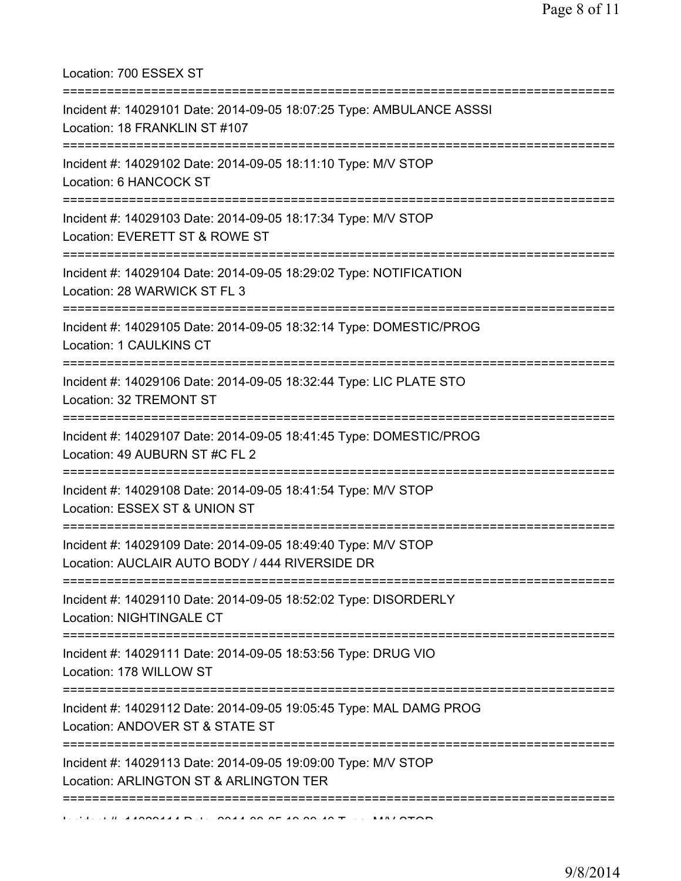Location: 700 ESSEX ST

===========================================================================

Incident #: 14029101 Date: 2014-09-05 18:07:25 Type: AMBULANCE ASSSI
Location: 18 FRANKLIN ST #107

===========================================================================

Incident #: 14029102 Date: 2014-09-05 18:11:10 Type: M/V STOP
Location: 6 HANCOCK ST

===========================================================================

Incident #: 14029103 Date: 2014-09-05 18:17:34 Type: M/V STOP
Location: EVERETT ST & ROWE ST

===========================================================================

Incident #: 14029104 Date: 2014-09-05 18:29:02 Type: NOTIFICATION
Location: 28 WARWICK ST FL 3

===========================================================================

Incident #: 14029105 Date: 2014-09-05 18:32:14 Type: DOMESTIC/PROG
Location: 1 CAULKINS CT

===========================================================================

Incident #: 14029106 Date: 2014-09-05 18:32:44 Type: LIC PLATE STO
Location: 32 TREMONT ST

===========================================================================

Incident #: 14029107 Date: 2014-09-05 18:41:45 Type: DOMESTIC/PROG
Location: 49 AUBURN ST #C FL 2

===========================================================================

Incident #: 14029108 Date: 2014-09-05 18:41:54 Type: M/V STOP
Location: ESSEX ST & UNION ST

===========================================================================

Incident #: 14029109 Date: 2014-09-05 18:49:40 Type: M/V STOP
Location: AUCLAIR AUTO BODY / 444 RIVERSIDE DR

===========================================================================

Incident #: 14029110 Date: 2014-09-05 18:52:02 Type: DISORDERLY
Location: NIGHTINGALE CT

===========================================================================

Incident #: 14029111 Date: 2014-09-05 18:53:56 Type: DRUG VIO
Location: 178 WILLOW ST

===========================================================================

Incident #: 14029112 Date: 2014-09-05 19:05:45 Type: MAL DAMG PROG
Location: ANDOVER ST & STATE ST

===========================================================================

Incident #: 14029113 Date: 2014-09-05 19:09:00 Type: M/V STOP
Location: ARLINGTON ST & ARLINGTON TER

===========================================================================

Incident #: 14029114 Date: 2014-09-05 19:09:46 Type: M/V STOP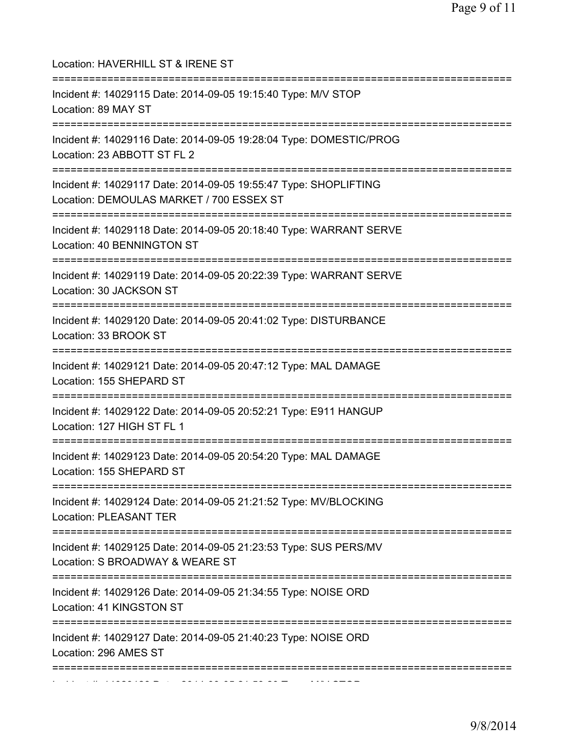Location: HAVERHILL ST & IRENE ST

===========================================================================

Incident #: 14029115 Date: 2014-09-05 19:15:40 Type: M/V STOP
Location: 89 MAY ST

===========================================================================

Incident #: 14029116 Date: 2014-09-05 19:28:04 Type: DOMESTIC/PROG
Location: 23 ABBOTT ST FL 2

===========================================================================

Incident #: 14029117 Date: 2014-09-05 19:55:47 Type: SHOPLIFTING
Location: DEMOULAS MARKET / 700 ESSEX ST

===========================================================================

Incident #: 14029118 Date: 2014-09-05 20:18:40 Type: WARRANT SERVE
Location: 40 BENNINGTON ST

===========================================================================

Incident #: 14029119 Date: 2014-09-05 20:22:39 Type: WARRANT SERVE
Location: 30 JACKSON ST

===========================================================================

Incident #: 14029120 Date: 2014-09-05 20:41:02 Type: DISTURBANCE
Location: 33 BROOK ST

===========================================================================

Incident #: 14029121 Date: 2014-09-05 20:47:12 Type: MAL DAMAGE
Location: 155 SHEPARD ST

===========================================================================

Incident #: 14029122 Date: 2014-09-05 20:52:21 Type: E911 HANGUP
Location: 127 HIGH ST FL 1

===========================================================================

Incident #: 14029123 Date: 2014-09-05 20:54:20 Type: MAL DAMAGE
Location: 155 SHEPARD ST

===========================================================================

Incident #: 14029124 Date: 2014-09-05 21:21:52 Type: MV/BLOCKING
Location: PLEASANT TER

===========================================================================

Incident #: 14029125 Date: 2014-09-05 21:23:53 Type: SUS PERS/MV
Location: S BROADWAY & WEARE ST

===========================================================================

Incident #: 14029126 Date: 2014-09-05 21:34:55 Type: NOISE ORD
Location: 41 KINGSTON ST

===========================================================================

Incident #: 14029127 Date: 2014-09-05 21:40:23 Type: NOISE ORD
Location: 296 AMES ST

===========================================================================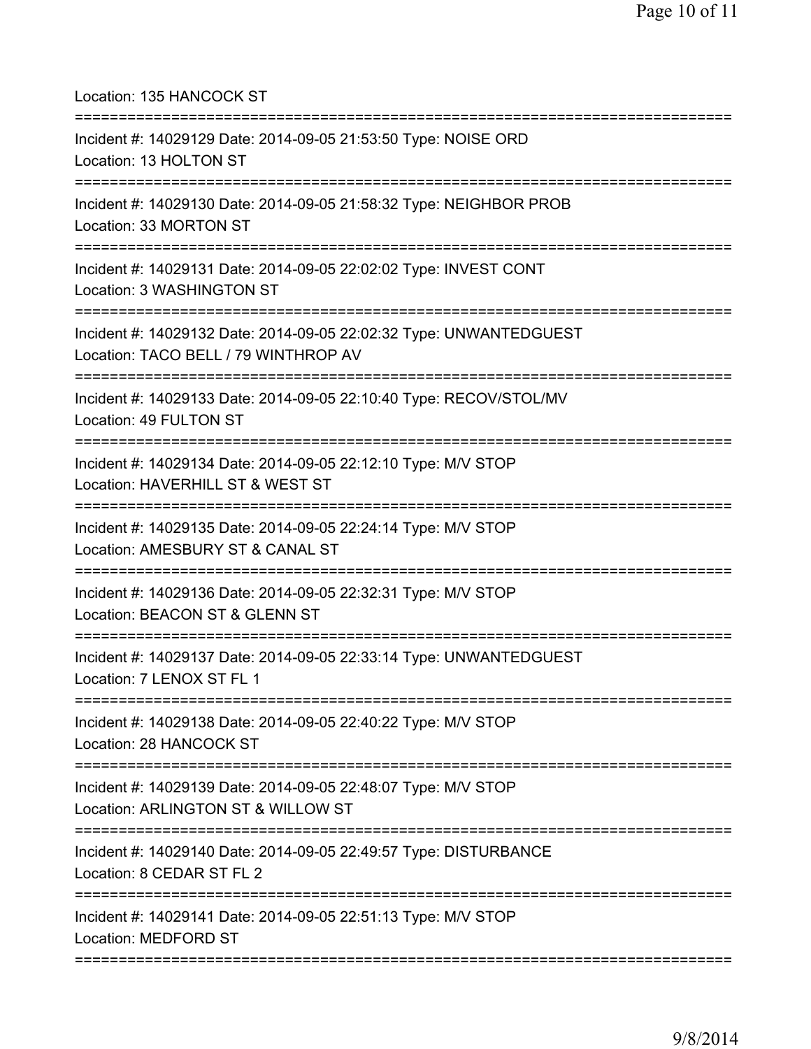Location: 135 HANCOCK ST

===========================================================================

Incident #: 14029129 Date: 2014-09-05 21:53:50 Type: NOISE ORD

Location: 13 HOLTON ST

===========================================================================

Incident #: 14029130 Date: 2014-09-05 21:58:32 Type: NEIGHBOR PROB

Location: 33 MORTON ST

===========================================================================

Incident #: 14029131 Date: 2014-09-05 22:02:02 Type: INVEST CONT

Location: 3 WASHINGTON ST

===========================================================================

Incident #: 14029132 Date: 2014-09-05 22:02:32 Type: UNWANTEDGUEST

Location: TACO BELL / 79 WINTHROP AV

===========================================================================

Incident #: 14029133 Date: 2014-09-05 22:10:40 Type: RECOV/STOL/MV

Location: 49 FULTON ST

===========================================================================

Incident #: 14029134 Date: 2014-09-05 22:12:10 Type: M/V STOP

Location: HAVERHILL ST & WEST ST

===========================================================================

Incident #: 14029135 Date: 2014-09-05 22:24:14 Type: M/V STOP

Location: AMESBURY ST & CANAL ST

===========================================================================

Incident #: 14029136 Date: 2014-09-05 22:32:31 Type: M/V STOP

Location: BEACON ST & GLENN ST

===========================================================================

Incident #: 14029137 Date: 2014-09-05 22:33:14 Type: UNWANTEDGUEST

Location: 7 LENOX ST FL 1

===========================================================================

Incident #: 14029138 Date: 2014-09-05 22:40:22 Type: M/V STOP

Location: 28 HANCOCK ST

===========================================================================

Incident #: 14029139 Date: 2014-09-05 22:48:07 Type: M/V STOP

Location: ARLINGTON ST & WILLOW ST

===========================================================================

Incident #: 14029140 Date: 2014-09-05 22:49:57 Type: DISTURBANCE

Location: 8 CEDAR ST FL 2

===========================================================================

Incident #: 14029141 Date: 2014-09-05 22:51:13 Type: M/V STOP

Location: MEDFORD ST

===========================================================================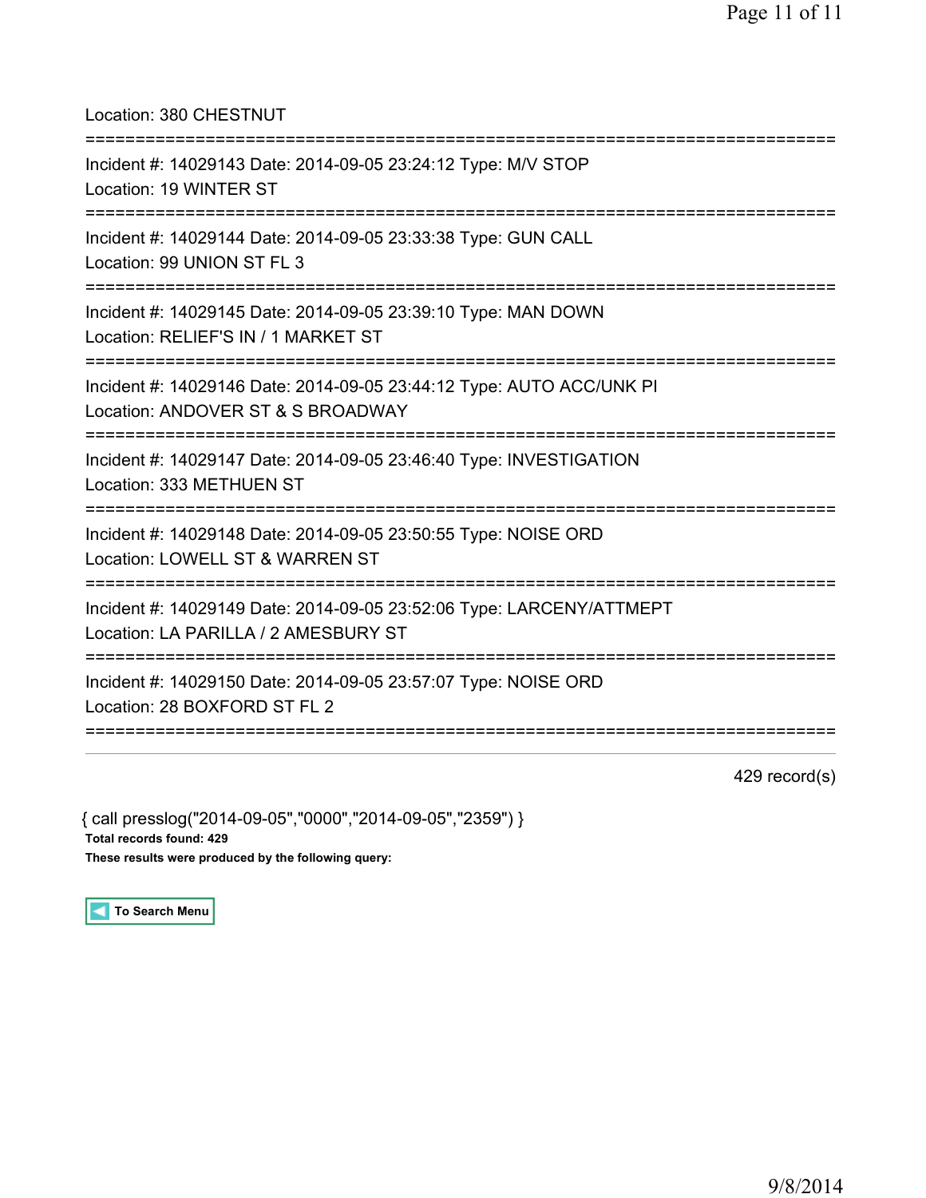Location: 380 CHESTNUT

===========================================================================

Incident #: 14029143 Date: 2014-09-05 23:24:12 Type: M/V STOP

Location: 19 WINTER ST

===========================================================================

Incident #: 14029144 Date: 2014-09-05 23:33:38 Type: GUN CALL

Location: 99 UNION ST FL 3

===========================================================================

Incident #: 14029145 Date: 2014-09-05 23:39:10 Type: MAN DOWN

Location: RELIEF'S IN / 1 MARKET ST

===========================================================================

Incident #: 14029146 Date: 2014-09-05 23:44:12 Type: AUTO ACC/UNK PI

Location: ANDOVER ST & S BROADWAY

===========================================================================

Incident #: 14029147 Date: 2014-09-05 23:46:40 Type: INVESTIGATION

Location: 333 METHUEN ST

===========================================================================

Incident #: 14029148 Date: 2014-09-05 23:50:55 Type: NOISE ORD

Location: LOWELL ST & WARREN ST

===========================================================================

Incident #: 14029149 Date: 2014-09-05 23:52:06 Type: LARCENY/ATTMEPT

Location: LA PARILLA / 2 AMESBURY ST

===========================================================================

Incident #: 14029150 Date: 2014-09-05 23:57:07 Type: NOISE ORD

Location: 28 BOXFORD ST FL 2

===========================================================================

429 record(s)

{ call presslog("2014-09-05","0000","2014-09-05","2359") }

**Total records found: 429**

**These results were produced by the following query:**

To Search Menu